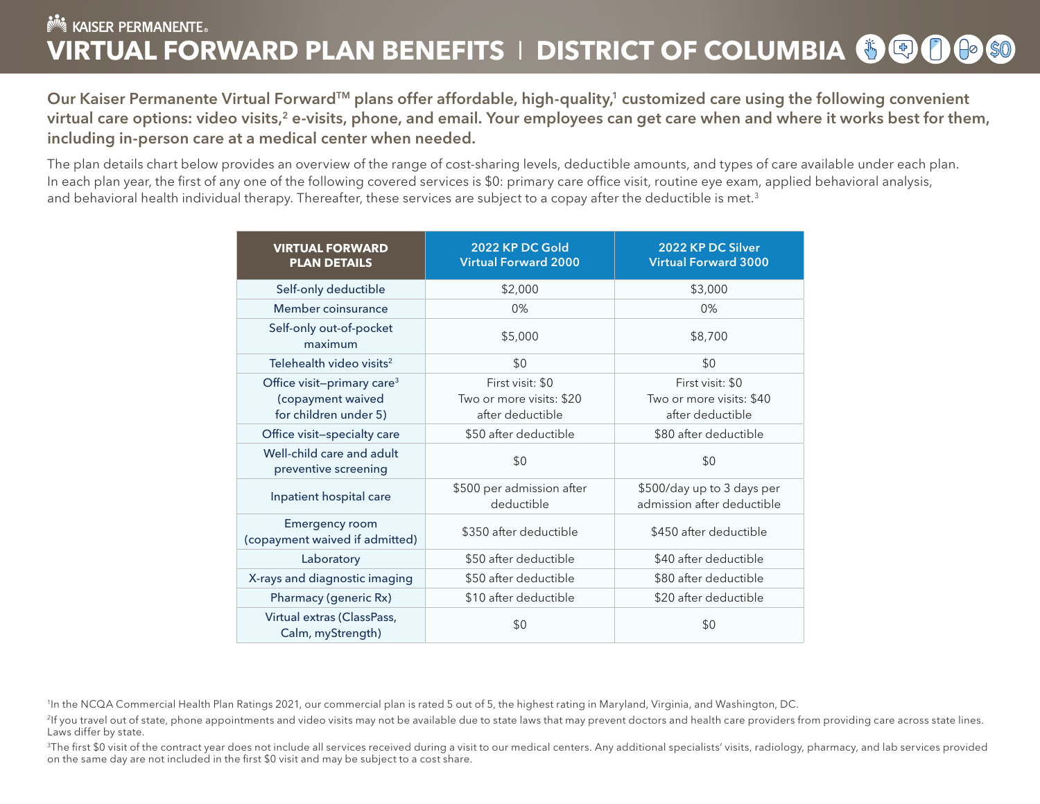KAISER PERMANENTE®

# VIRTUAL FORWARD PLAN BENEFITS | DISTRICT OF COLUMBIA

**Our Kaiser Permanente Virtual Forward™ plans offer affordable, high-quality,[1] customized care using the following convenient virtual care options: video visits,[2] e-visits, phone, and email. Your employees can get care when and where it works best for them, including in-person care at a medical center when needed.**

The plan details chart below provides an overview of the range of cost-sharing levels, deductible amounts, and types of care available under each plan. In each plan year, the first of any one of the following covered services is $0: primary care office visit, routine eye exam, applied behavioral analysis, and behavioral health individual therapy. Thereafter, these services are subject to a copay after the deductible is met.[3]

| VIRTUAL FORWARD PLAN DETAILS | 2022 KP DC Gold Virtual Forward 2000 | 2022 KP DC Silver Virtual Forward 3000 |
|---|---|---|
| Self-only deductible | $2,000 | $3,000 |
| Member coinsurance | 0% | 0% |
| Self-only out-of-pocket maximum | $5,000 | $8,700 |
| Telehealth video visits[2] | $0 | $0 |
| Office visit–primary care[3] (copayment waived for children under 5) | First visit: $0<br>Two or more visits: $20 after deductible | First visit: $0<br>Two or more visits: $40 after deductible |
| Office visit–specialty care | $50 after deductible | $80 after deductible |
| Well-child care and adult preventive screening | $0 | $0 |
| Inpatient hospital care | $500 per admission after deductible | $500/day up to 3 days per admission after deductible |
| Emergency room (copayment waived if admitted) | $350 after deductible | $450 after deductible |
| Laboratory | $50 after deductible | $40 after deductible |
| X-rays and diagnostic imaging | $50 after deductible | $80 after deductible |
| Pharmacy (generic Rx) | $10 after deductible | $20 after deductible |
| Virtual extras (ClassPass, Calm, myStrength) | $0 | $0 |

[1]In the NCQA Commercial Health Plan Ratings 2021, our commercial plan is rated 5 out of 5, the highest rating in Maryland, Virginia, and Washington, DC.

[2]If you travel out of state, phone appointments and video visits may not be available due to state laws that may prevent doctors and health care providers from providing care across state lines. Laws differ by state.

[3]The first $0 visit of the contract year does not include all services received during a visit to our medical centers. Any additional specialists' visits, radiology, pharmacy, and lab services provided on the same day are not included in the first $0 visit and may be subject to a cost share.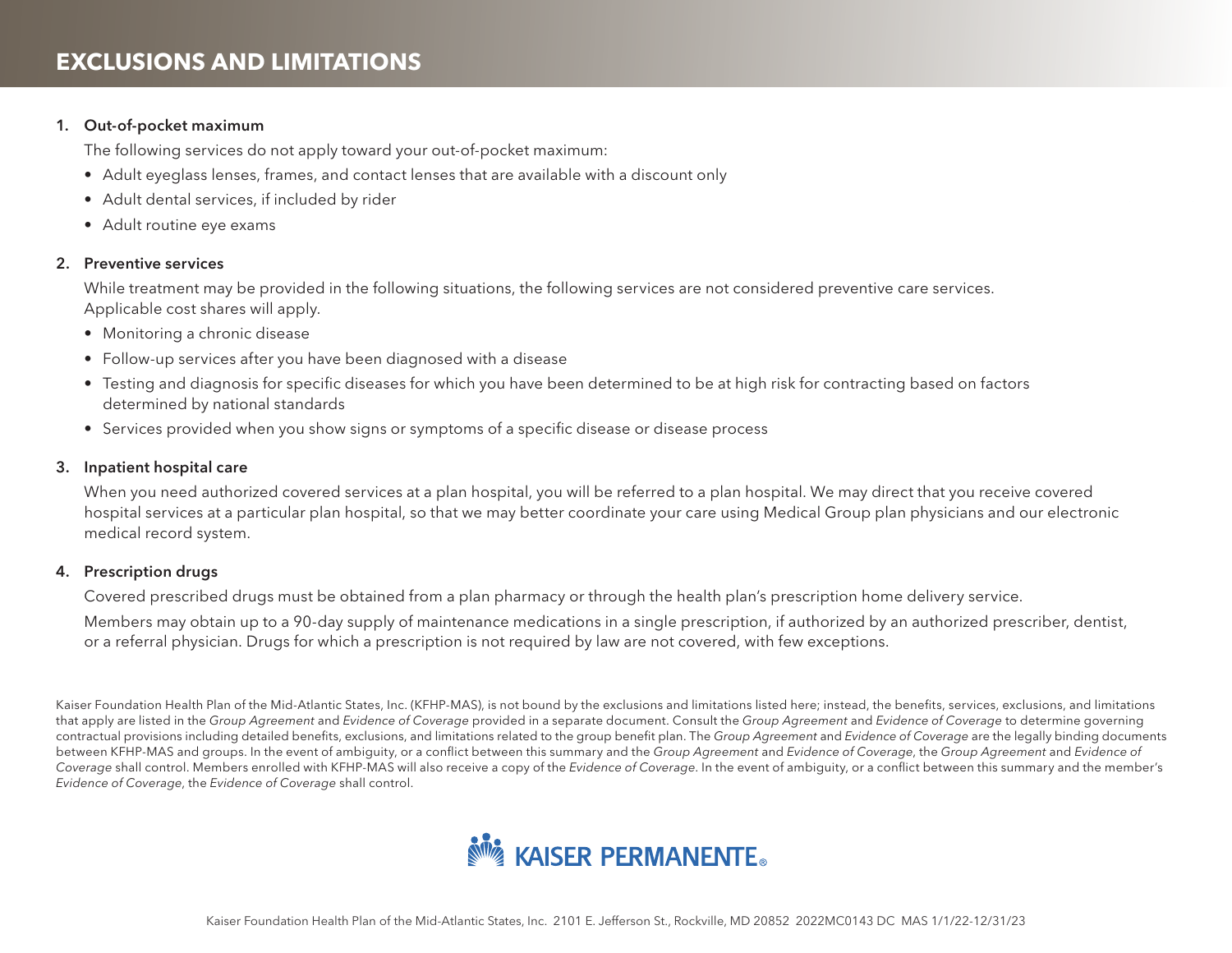# EXCLUSIONS AND LIMITATIONS

1. **Out-of-pocket maximum**

   The following services do not apply toward your out-of-pocket maximum:

   - Adult eyeglass lenses, frames, and contact lenses that are available with a discount only
   - Adult dental services, if included by rider
   - Adult routine eye exams

2. **Preventive services**

   While treatment may be provided in the following situations, the following services are not considered preventive care services. Applicable cost shares will apply.

   - Monitoring a chronic disease
   - Follow-up services after you have been diagnosed with a disease
   - Testing and diagnosis for specific diseases for which you have been determined to be at high risk for contracting based on factors determined by national standards
   - Services provided when you show signs or symptoms of a specific disease or disease process

3. **Inpatient hospital care**

   When you need authorized covered services at a plan hospital, you will be referred to a plan hospital. We may direct that you receive covered hospital services at a particular plan hospital, so that we may better coordinate your care using Medical Group plan physicians and our electronic medical record system.

4. **Prescription drugs**

   Covered prescribed drugs must be obtained from a plan pharmacy or through the health plan's prescription home delivery service.

   Members may obtain up to a 90-day supply of maintenance medications in a single prescription, if authorized by an authorized prescriber, dentist, or a referral physician. Drugs for which a prescription is not required by law are not covered, with few exceptions.

Kaiser Foundation Health Plan of the Mid-Atlantic States, Inc. (KFHP-MAS), is not bound by the exclusions and limitations listed here; instead, the benefits, services, exclusions, and limitations that apply are listed in the *Group Agreement* and *Evidence of Coverage* provided in a separate document. Consult the *Group Agreement* and *Evidence of Coverage* to determine governing contractual provisions including detailed benefits, exclusions, and limitations related to the group benefit plan. The *Group Agreement* and *Evidence of Coverage* are the legally binding documents between KFHP-MAS and groups. In the event of ambiguity, or a conflict between this summary and the *Group Agreement* and *Evidence of Coverage*, the *Group Agreement* and *Evidence of Coverage* shall control. Members enrolled with KFHP-MAS will also receive a copy of the *Evidence of Coverage*. In the event of ambiguity, or a conflict between this summary and the member's *Evidence of Coverage*, the *Evidence of Coverage* shall control.

KAISER PERMANENTE®

Kaiser Foundation Health Plan of the Mid-Atlantic States, Inc. 2101 E. Jefferson St., Rockville, MD 20852 2022MC0143 DC MAS 1/1/22-12/31/23